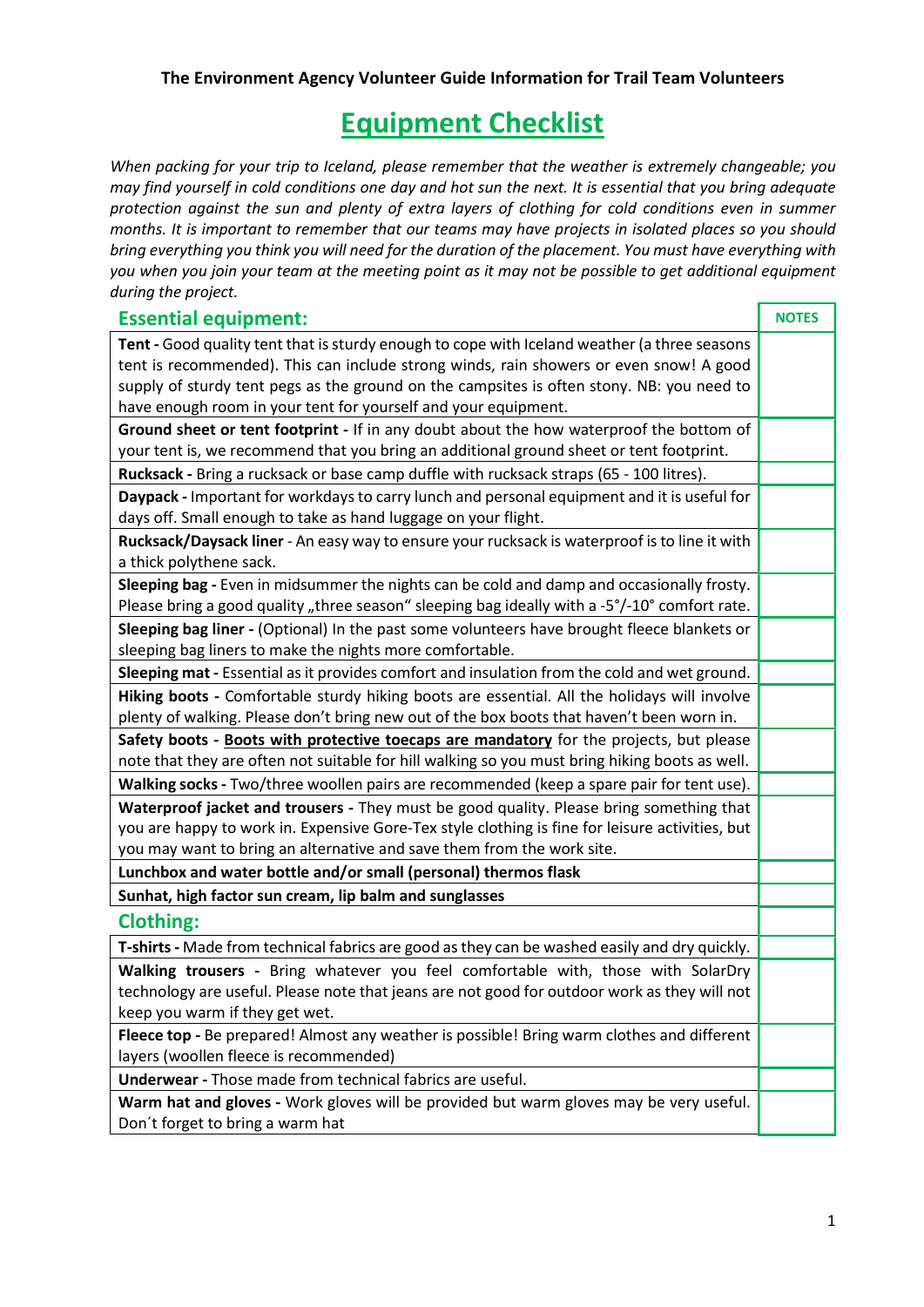**The Environment Agency Volunteer Guide Information for Trail Team Volunteers**

# Equipment Checklist

*When packing for your trip to Iceland, please remember that the weather is extremely changeable; you may find yourself in cold conditions one day and hot sun the next. It is essential that you bring adequate protection against the sun and plenty of extra layers of clothing for cold conditions even in summer months. It is important to remember that our teams may have projects in isolated places so you should bring everything you think you will need for the duration of the placement. You must have everything with you when you join your team at the meeting point as it may not be possible to get additional equipment during the project.*

| Essential equipment: | NOTES |
|---|---|
| **Tent -** Good quality tent that is sturdy enough to cope with Iceland weather (a three seasons tent is recommended). This can include strong winds, rain showers or even snow! A good supply of sturdy tent pegs as the ground on the campsites is often stony. NB: you need to have enough room in your tent for yourself and your equipment. | |
| **Ground sheet or tent footprint -** If in any doubt about the how waterproof the bottom of your tent is, we recommend that you bring an additional ground sheet or tent footprint. | |
| **Rucksack -** Bring a rucksack or base camp duffle with rucksack straps (65 - 100 litres). | |
| **Daypack -** Important for workdays to carry lunch and personal equipment and it is useful for days off. Small enough to take as hand luggage on your flight. | |
| **Rucksack/Daysack liner** - An easy way to ensure your rucksack is waterproof is to line it with a thick polythene sack. | |
| **Sleeping bag -** Even in midsummer the nights can be cold and damp and occasionally frosty. Please bring a good quality „three season" sleeping bag ideally with a -5°/-10° comfort rate. | |
| **Sleeping bag liner -** (Optional) In the past some volunteers have brought fleece blankets or sleeping bag liners to make the nights more comfortable. | |
| **Sleeping mat -** Essential as it provides comfort and insulation from the cold and wet ground. | |
| **Hiking boots -** Comfortable sturdy hiking boots are essential. All the holidays will involve plenty of walking. Please don't bring new out of the box boots that haven't been worn in. | |
| **Safety boots - <u>Boots with protective toecaps are mandatory</u>** for the projects, but please note that they are often not suitable for hill walking so you must bring hiking boots as well. | |
| **Walking socks -** Two/three woollen pairs are recommended (keep a spare pair for tent use). | |
| **Waterproof jacket and trousers -** They must be good quality. Please bring something that you are happy to work in. Expensive Gore-Tex style clothing is fine for leisure activities, but you may want to bring an alternative and save them from the work site. | |
| **Lunchbox and water bottle and/or small (personal) thermos flask** | |
| **Sunhat, high factor sun cream, lip balm and sunglasses** | |
| **Clothing:** | |
| **T-shirts -** Made from technical fabrics are good as they can be washed easily and dry quickly. | |
| **Walking trousers -** Bring whatever you feel comfortable with, those with SolarDry technology are useful. Please note that jeans are not good for outdoor work as they will not keep you warm if they get wet. | |
| **Fleece top -** Be prepared! Almost any weather is possible! Bring warm clothes and different layers (woollen fleece is recommended) | |
| **Underwear -** Those made from technical fabrics are useful. | |
| **Warm hat and gloves -** Work gloves will be provided but warm gloves may be very useful. Don´t forget to bring a warm hat | |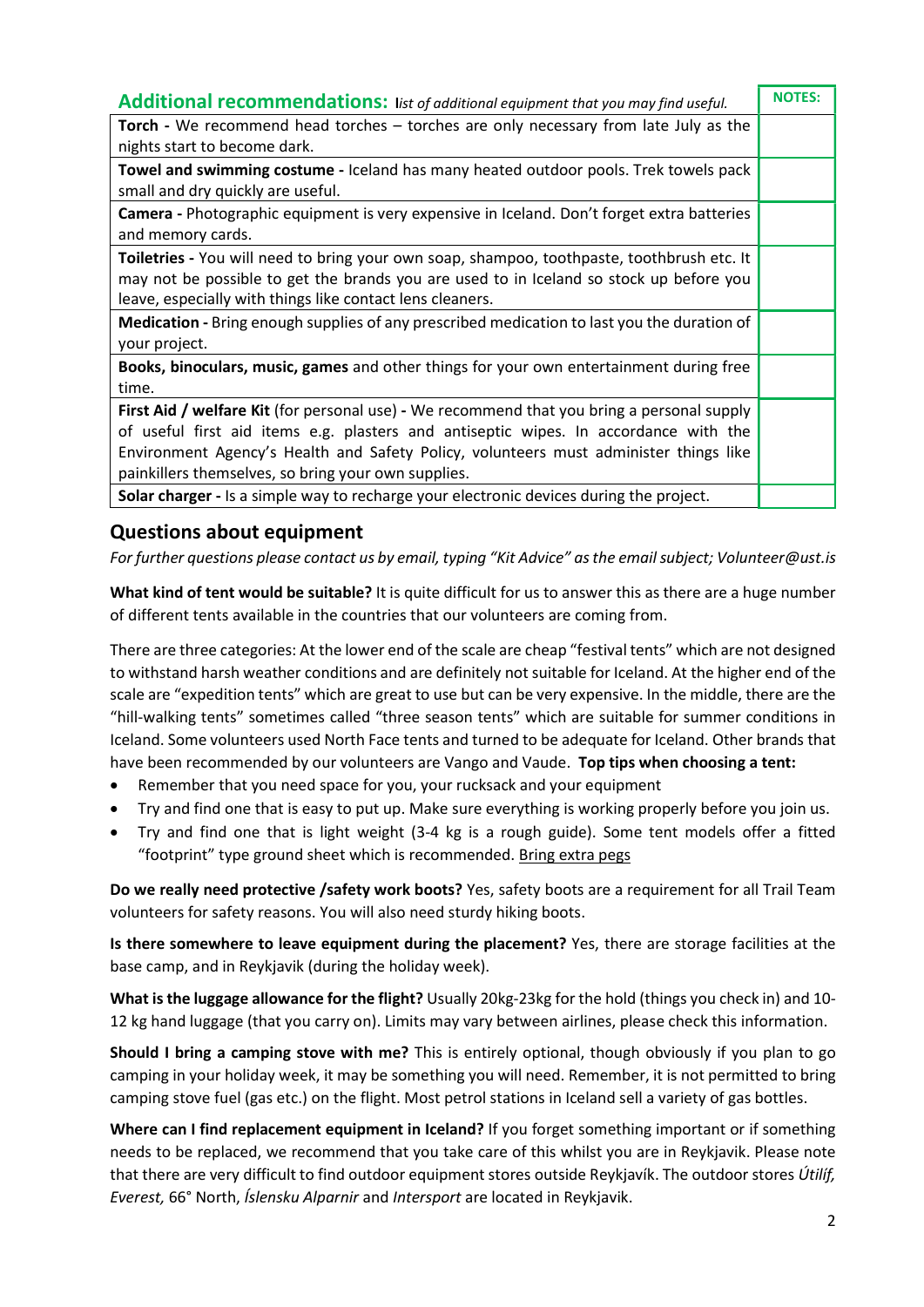| **Additional recommendations:** *list of additional equipment that you may find useful.* | **NOTES:** |
|---|---|
| **Torch -** We recommend head torches – torches are only necessary from late July as the nights start to become dark. | |
| **Towel and swimming costume -** Iceland has many heated outdoor pools. Trek towels pack small and dry quickly are useful. | |
| **Camera -** Photographic equipment is very expensive in Iceland. Don't forget extra batteries and memory cards. | |
| **Toiletries -** You will need to bring your own soap, shampoo, toothpaste, toothbrush etc. It may not be possible to get the brands you are used to in Iceland so stock up before you leave, especially with things like contact lens cleaners. | |
| **Medication -** Bring enough supplies of any prescribed medication to last you the duration of your project. | |
| **Books, binoculars, music, games** and other things for your own entertainment during free time. | |
| **First Aid / welfare Kit** (for personal use) - We recommend that you bring a personal supply of useful first aid items e.g. plasters and antiseptic wipes. In accordance with the Environment Agency's Health and Safety Policy, volunteers must administer things like painkillers themselves, so bring your own supplies. | |
| **Solar charger -** Is a simple way to recharge your electronic devices during the project. | |

## Questions about equipment

*For further questions please contact us by email, typing "Kit Advice" as the email subject; Volunteer@ust.is*

**What kind of tent would be suitable?** It is quite difficult for us to answer this as there are a huge number of different tents available in the countries that our volunteers are coming from.

There are three categories: At the lower end of the scale are cheap "festival tents" which are not designed to withstand harsh weather conditions and are definitely not suitable for Iceland. At the higher end of the scale are "expedition tents" which are great to use but can be very expensive. In the middle, there are the "hill-walking tents" sometimes called "three season tents" which are suitable for summer conditions in Iceland. Some volunteers used North Face tents and turned to be adequate for Iceland. Other brands that have been recommended by our volunteers are Vango and Vaude. **Top tips when choosing a tent:**

- Remember that you need space for you, your rucksack and your equipment
- Try and find one that is easy to put up. Make sure everything is working properly before you join us.
- Try and find one that is light weight (3-4 kg is a rough guide). Some tent models offer a fitted "footprint" type ground sheet which is recommended. Bring extra pegs

**Do we really need protective /safety work boots?** Yes, safety boots are a requirement for all Trail Team volunteers for safety reasons. You will also need sturdy hiking boots.

**Is there somewhere to leave equipment during the placement?** Yes, there are storage facilities at the base camp, and in Reykjavik (during the holiday week).

**What is the luggage allowance for the flight?** Usually 20kg-23kg for the hold (things you check in) and 10-12 kg hand luggage (that you carry on). Limits may vary between airlines, please check this information.

**Should I bring a camping stove with me?** This is entirely optional, though obviously if you plan to go camping in your holiday week, it may be something you will need. Remember, it is not permitted to bring camping stove fuel (gas etc.) on the flight. Most petrol stations in Iceland sell a variety of gas bottles.

**Where can I find replacement equipment in Iceland?** If you forget something important or if something needs to be replaced, we recommend that you take care of this whilst you are in Reykjavik. Please note that there are very difficult to find outdoor equipment stores outside Reykjavík. The outdoor stores *Útilíf, Everest,* 66° North, *Íslensku Alparnir* and *Intersport* are located in Reykjavik.